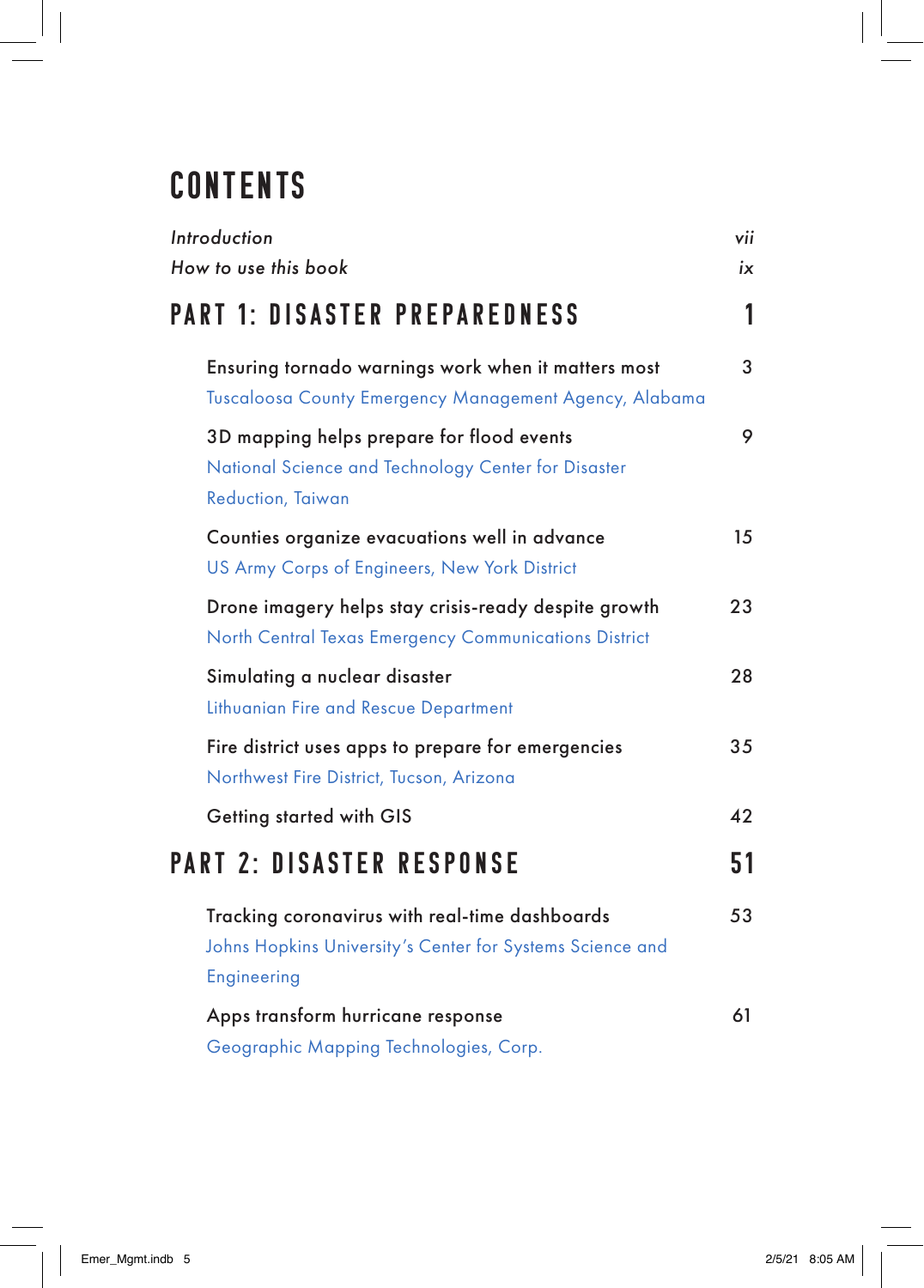# CONTENTS

| | |
|---|---|
| *Introduction* | *vii* |
| *How to use this book* | *ix* |

## PART 1: DISASTER PREPAREDNESS — 1

Ensuring tornado warnings work when it matters most — 3
Tuscaloosa County Emergency Management Agency, Alabama

3D mapping helps prepare for flood events — 9
National Science and Technology Center for Disaster Reduction, Taiwan

Counties organize evacuations well in advance — 15
US Army Corps of Engineers, New York District

Drone imagery helps stay crisis-ready despite growth — 23
North Central Texas Emergency Communications District

Simulating a nuclear disaster — 28
Lithuanian Fire and Rescue Department

Fire district uses apps to prepare for emergencies — 35
Northwest Fire District, Tucson, Arizona

Getting started with GIS — 42

## PART 2: DISASTER RESPONSE — 51

Tracking coronavirus with real-time dashboards — 53
Johns Hopkins University's Center for Systems Science and Engineering

Apps transform hurricane response — 61
Geographic Mapping Technologies, Corp.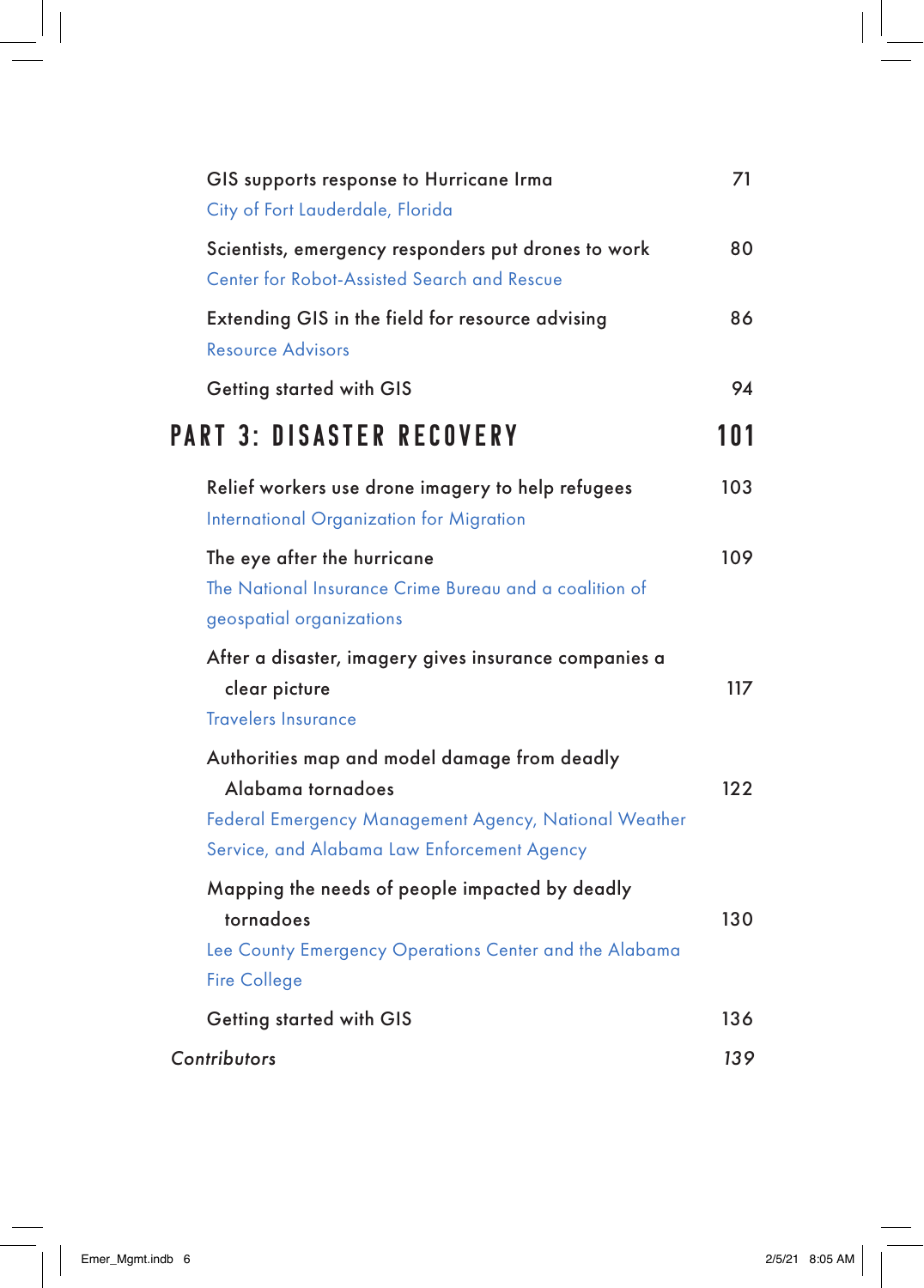GIS supports response to Hurricane Irma — 71
City of Fort Lauderdale, Florida

Scientists, emergency responders put drones to work — 80
Center for Robot-Assisted Search and Rescue

Extending GIS in the field for resource advising — 86
Resource Advisors

Getting started with GIS — 94

## PART 3: DISASTER RECOVERY — 101

Relief workers use drone imagery to help refugees — 103
International Organization for Migration

The eye after the hurricane — 109
The National Insurance Crime Bureau and a coalition of geospatial organizations

After a disaster, imagery gives insurance companies a clear picture — 117
Travelers Insurance

Authorities map and model damage from deadly Alabama tornadoes — 122
Federal Emergency Management Agency, National Weather Service, and Alabama Law Enforcement Agency

Mapping the needs of people impacted by deadly tornadoes — 130
Lee County Emergency Operations Center and the Alabama Fire College

Getting started with GIS — 136

*Contributors* — *139*